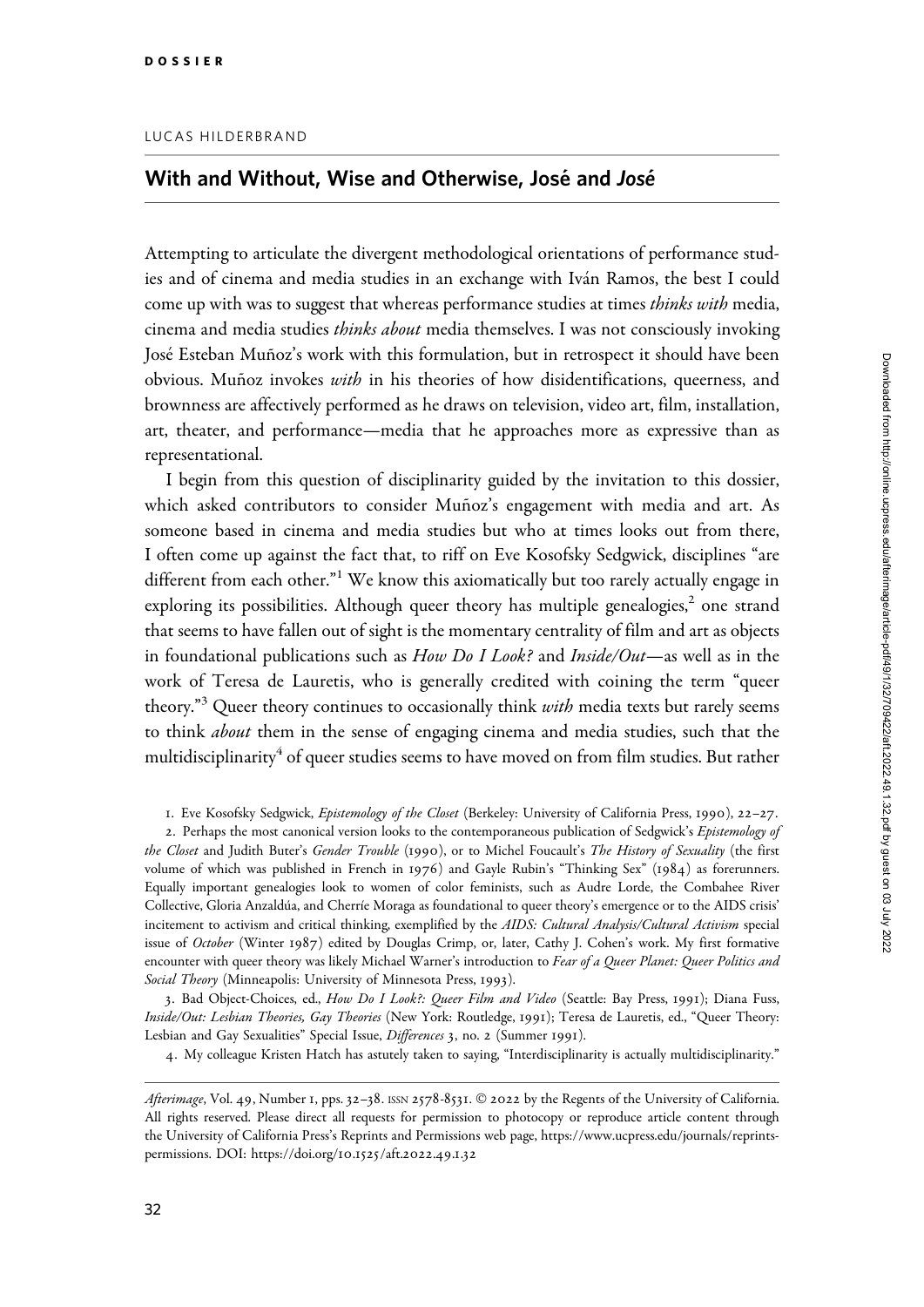DOSSIER

LUCAS HILDERBRAND

## With and Without, Wise and Otherwise, José and *José*

Attempting to articulate the divergent methodological orientations of performance studies and of cinema and media studies in an exchange with Iván Ramos, the best I could come up with was to suggest that whereas performance studies at times *thinks with* media, cinema and media studies *thinks about* media themselves. I was not consciously invoking José Esteban Muñoz's work with this formulation, but in retrospect it should have been obvious. Muñoz invokes *with* in his theories of how disidentifications, queerness, and brownness are affectively performed as he draws on television, video art, film, installation, art, theater, and performance—media that he approaches more as expressive than as representational.

I begin from this question of disciplinarity guided by the invitation to this dossier, which asked contributors to consider Muñoz's engagement with media and art. As someone based in cinema and media studies but who at times looks out from there, I often come up against the fact that, to riff on Eve Kosofsky Sedgwick, disciplines "are different from each other."[1] We know this axiomatically but too rarely actually engage in exploring its possibilities. Although queer theory has multiple genealogies,[2] one strand that seems to have fallen out of sight is the momentary centrality of film and art as objects in foundational publications such as *How Do I Look?* and *Inside/Out*—as well as in the work of Teresa de Lauretis, who is generally credited with coining the term "queer theory."[3] Queer theory continues to occasionally think *with* media texts but rarely seems to think *about* them in the sense of engaging cinema and media studies, such that the multidisciplinarity[4] of queer studies seems to have moved on from film studies. But rather

1. Eve Kosofsky Sedgwick, *Epistemology of the Closet* (Berkeley: University of California Press, 1990), 22–27.

2. Perhaps the most canonical version looks to the contemporaneous publication of Sedgwick's *Epistemology of the Closet* and Judith Buter's *Gender Trouble* (1990), or to Michel Foucault's *The History of Sexuality* (the first volume of which was published in French in 1976) and Gayle Rubin's "Thinking Sex" (1984) as forerunners. Equally important genealogies look to women of color feminists, such as Audre Lorde, the Combahee River Collective, Gloria Anzaldúa, and Cherríe Moraga as foundational to queer theory's emergence or to the AIDS crisis' incitement to activism and critical thinking, exemplified by the *AIDS: Cultural Analysis/Cultural Activism* special issue of *October* (Winter 1987) edited by Douglas Crimp, or, later, Cathy J. Cohen's work. My first formative encounter with queer theory was likely Michael Warner's introduction to *Fear of a Queer Planet: Queer Politics and Social Theory* (Minneapolis: University of Minnesota Press, 1993).

3. Bad Object-Choices, ed., *How Do I Look?: Queer Film and Video* (Seattle: Bay Press, 1991); Diana Fuss, *Inside/Out: Lesbian Theories, Gay Theories* (New York: Routledge, 1991); Teresa de Lauretis, ed., "Queer Theory: Lesbian and Gay Sexualities" Special Issue, *Differences* 3, no. 2 (Summer 1991).

4. My colleague Kristen Hatch has astutely taken to saying, "Interdisciplinarity is actually multidisciplinarity."

*Afterimage*, Vol. 49, Number 1, pps. 32–38. ISSN 2578-8531. © 2022 by the Regents of the University of California. All rights reserved. Please direct all requests for permission to photocopy or reproduce article content through the University of California Press's Reprints and Permissions web page, https://www.ucpress.edu/journals/reprints-permissions. DOI: https://doi.org/10.1525/aft.2022.49.1.32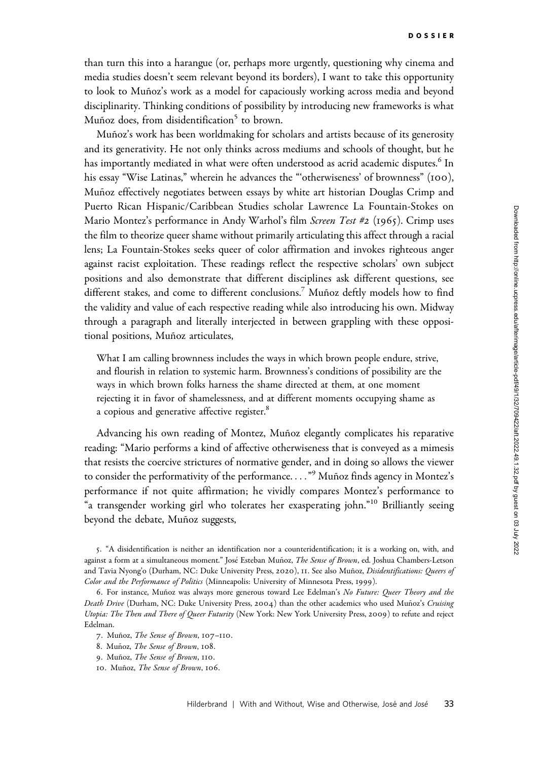than turn this into a harangue (or, perhaps more urgently, questioning why cinema and media studies doesn't seem relevant beyond its borders), I want to take this opportunity to look to Muñoz's work as a model for capaciously working across media and beyond disciplinarity. Thinking conditions of possibility by introducing new frameworks is what Muñoz does, from disidentification[5] to brown.

Muñoz's work has been worldmaking for scholars and artists because of its generosity and its generativity. He not only thinks across mediums and schools of thought, but he has importantly mediated in what were often understood as acrid academic disputes.[6] In his essay "Wise Latinas," wherein he advances the "'otherwiseness' of brownness" (100), Muñoz effectively negotiates between essays by white art historian Douglas Crimp and Puerto Rican Hispanic/Caribbean Studies scholar Lawrence La Fountain-Stokes on Mario Montez's performance in Andy Warhol's film *Screen Test #2* (1965). Crimp uses the film to theorize queer shame without primarily articulating this affect through a racial lens; La Fountain-Stokes seeks queer of color affirmation and invokes righteous anger against racist exploitation. These readings reflect the respective scholars' own subject positions and also demonstrate that different disciplines ask different questions, see different stakes, and come to different conclusions.[7] Muñoz deftly models how to find the validity and value of each respective reading while also introducing his own. Midway through a paragraph and literally interjected in between grappling with these oppositional positions, Muñoz articulates,

> What I am calling brownness includes the ways in which brown people endure, strive, and flourish in relation to systemic harm. Brownness's conditions of possibility are the ways in which brown folks harness the shame directed at them, at one moment rejecting it in favor of shamelessness, and at different moments occupying shame as a copious and generative affective register.[8]

Advancing his own reading of Montez, Muñoz elegantly complicates his reparative reading: "Mario performs a kind of affective otherwiseness that is conveyed as a mimesis that resists the coercive strictures of normative gender, and in doing so allows the viewer to consider the performativity of the performance. . . ."[9] Muñoz finds agency in Montez's performance if not quite affirmation; he vividly compares Montez's performance to "a transgender working girl who tolerates her exasperating john."[10] Brilliantly seeing beyond the debate, Muñoz suggests,

5. "A disidentification is neither an identification nor a counteridentification; it is a working on, with, and against a form at a simultaneous moment." José Esteban Muñoz, *The Sense of Brown*, ed. Joshua Chambers-Letson and Tavia Nyong'o (Durham, NC: Duke University Press, 2020), 11. See also Muñoz, *Disidentifications: Queers of Color and the Performance of Politics* (Minneapolis: University of Minnesota Press, 1999).

6. For instance, Muñoz was always more generous toward Lee Edelman's *No Future: Queer Theory and the Death Drive* (Durham, NC: Duke University Press, 2004) than the other academics who used Muñoz's *Cruising Utopia: The Then and There of Queer Futurity* (New York: New York University Press, 2009) to refute and reject Edelman.

7. Muñoz, *The Sense of Brown*, 107–110.

8. Muñoz, *The Sense of Brown*, 108.

9. Muñoz, *The Sense of Brown*, 110.

10. Muñoz, *The Sense of Brown*, 106.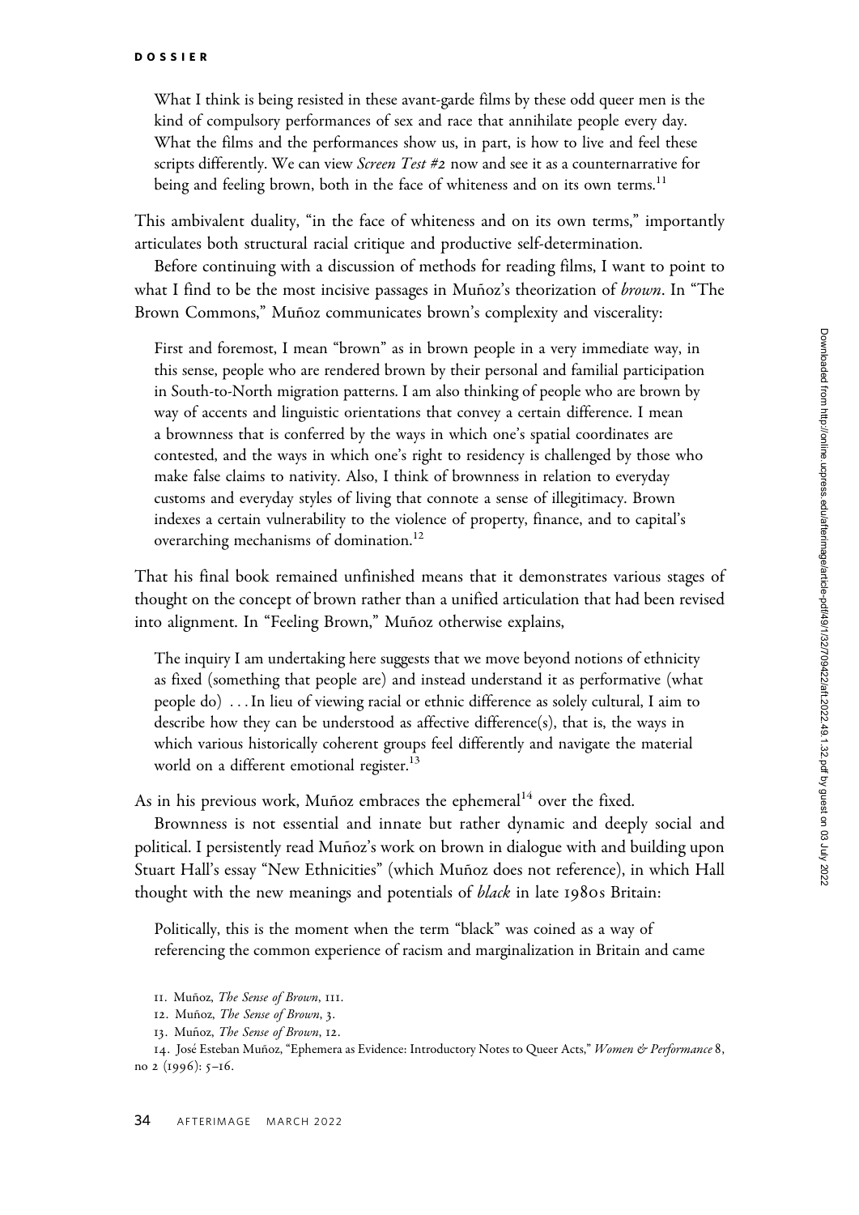What I think is being resisted in these avant-garde films by these odd queer men is the kind of compulsory performances of sex and race that annihilate people every day. What the films and the performances show us, in part, is how to live and feel these scripts differently. We can view *Screen Test #2* now and see it as a counternarrative for being and feeling brown, both in the face of whiteness and on its own terms.[11]

This ambivalent duality, "in the face of whiteness and on its own terms," importantly articulates both structural racial critique and productive self-determination.

Before continuing with a discussion of methods for reading films, I want to point to what I find to be the most incisive passages in Muñoz's theorization of *brown*. In "The Brown Commons," Muñoz communicates brown's complexity and viscerality:

> First and foremost, I mean "brown" as in brown people in a very immediate way, in this sense, people who are rendered brown by their personal and familial participation in South-to-North migration patterns. I am also thinking of people who are brown by way of accents and linguistic orientations that convey a certain difference. I mean a brownness that is conferred by the ways in which one's spatial coordinates are contested, and the ways in which one's right to residency is challenged by those who make false claims to nativity. Also, I think of brownness in relation to everyday customs and everyday styles of living that connote a sense of illegitimacy. Brown indexes a certain vulnerability to the violence of property, finance, and to capital's overarching mechanisms of domination.[12]

That his final book remained unfinished means that it demonstrates various stages of thought on the concept of brown rather than a unified articulation that had been revised into alignment. In "Feeling Brown," Muñoz otherwise explains,

> The inquiry I am undertaking here suggests that we move beyond notions of ethnicity as fixed (something that people are) and instead understand it as performative (what people do) . . . In lieu of viewing racial or ethnic difference as solely cultural, I aim to describe how they can be understood as affective difference(s), that is, the ways in which various historically coherent groups feel differently and navigate the material world on a different emotional register.[13]

As in his previous work, Muñoz embraces the ephemeral[14] over the fixed.

Brownness is not essential and innate but rather dynamic and deeply social and political. I persistently read Muñoz's work on brown in dialogue with and building upon Stuart Hall's essay "New Ethnicities" (which Muñoz does not reference), in which Hall thought with the new meanings and potentials of *black* in late 1980s Britain:

> Politically, this is the moment when the term "black" was coined as a way of referencing the common experience of racism and marginalization in Britain and came

11. Muñoz, *The Sense of Brown*, 111.

12. Muñoz, *The Sense of Brown*, 3.

13. Muñoz, *The Sense of Brown*, 12.

14. José Esteban Muñoz, "Ephemera as Evidence: Introductory Notes to Queer Acts," *Women & Performance* 8, no 2 (1996): 5–16.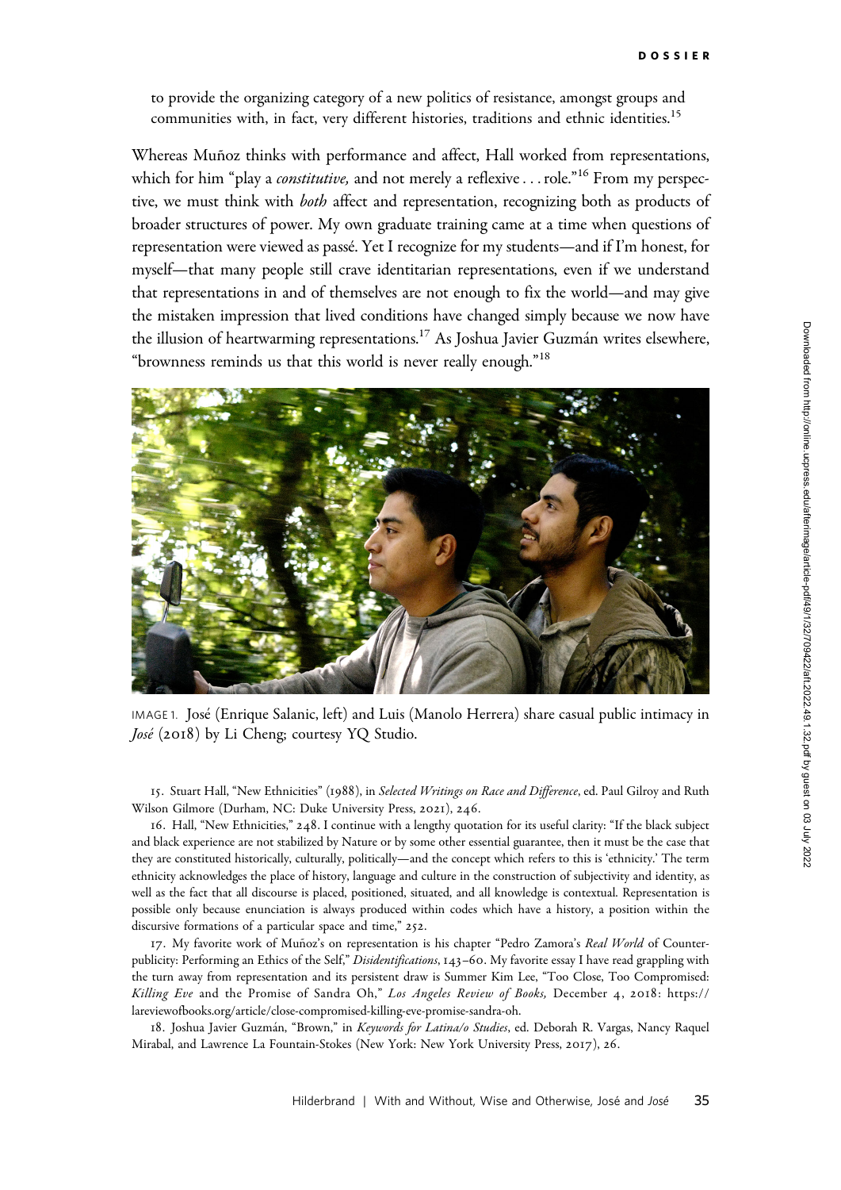to provide the organizing category of a new politics of resistance, amongst groups and communities with, in fact, very different histories, traditions and ethnic identities.[15]

Whereas Muñoz thinks with performance and affect, Hall worked from representations, which for him "play a *constitutive,* and not merely a reflexive . . . role."[16] From my perspective, we must think with *both* affect and representation, recognizing both as products of broader structures of power. My own graduate training came at a time when questions of representation were viewed as passé. Yet I recognize for my students—and if I'm honest, for myself—that many people still crave identitarian representations, even if we understand that representations in and of themselves are not enough to fix the world—and may give the mistaken impression that lived conditions have changed simply because we now have the illusion of heartwarming representations.[17] As Joshua Javier Guzmán writes elsewhere, "brownness reminds us that this world is never really enough."[18]

IMAGE 1. José (Enrique Salanic, left) and Luis (Manolo Herrera) share casual public intimacy in *José* (2018) by Li Cheng; courtesy YQ Studio.

15. Stuart Hall, "New Ethnicities" (1988), in *Selected Writings on Race and Difference*, ed. Paul Gilroy and Ruth Wilson Gilmore (Durham, NC: Duke University Press, 2021), 246.

16. Hall, "New Ethnicities," 248. I continue with a lengthy quotation for its useful clarity: "If the black subject and black experience are not stabilized by Nature or by some other essential guarantee, then it must be the case that they are constituted historically, culturally, politically—and the concept which refers to this is 'ethnicity.' The term ethnicity acknowledges the place of history, language and culture in the construction of subjectivity and identity, as well as the fact that all discourse is placed, positioned, situated, and all knowledge is contextual. Representation is possible only because enunciation is always produced within codes which have a history, a position within the discursive formations of a particular space and time," 252.

17. My favorite work of Muñoz's on representation is his chapter "Pedro Zamora's *Real World* of Counterpublicity: Performing an Ethics of the Self," *Disidentifications*, 143–60. My favorite essay I have read grappling with the turn away from representation and its persistent draw is Summer Kim Lee, "Too Close, Too Compromised: *Killing Eve* and the Promise of Sandra Oh," *Los Angeles Review of Books,* December 4, 2018: https://lareviewofbooks.org/article/close-compromised-killing-eve-promise-sandra-oh.

18. Joshua Javier Guzmán, "Brown," in *Keywords for Latina/o Studies*, ed. Deborah R. Vargas, Nancy Raquel Mirabal, and Lawrence La Fountain-Stokes (New York: New York University Press, 2017), 26.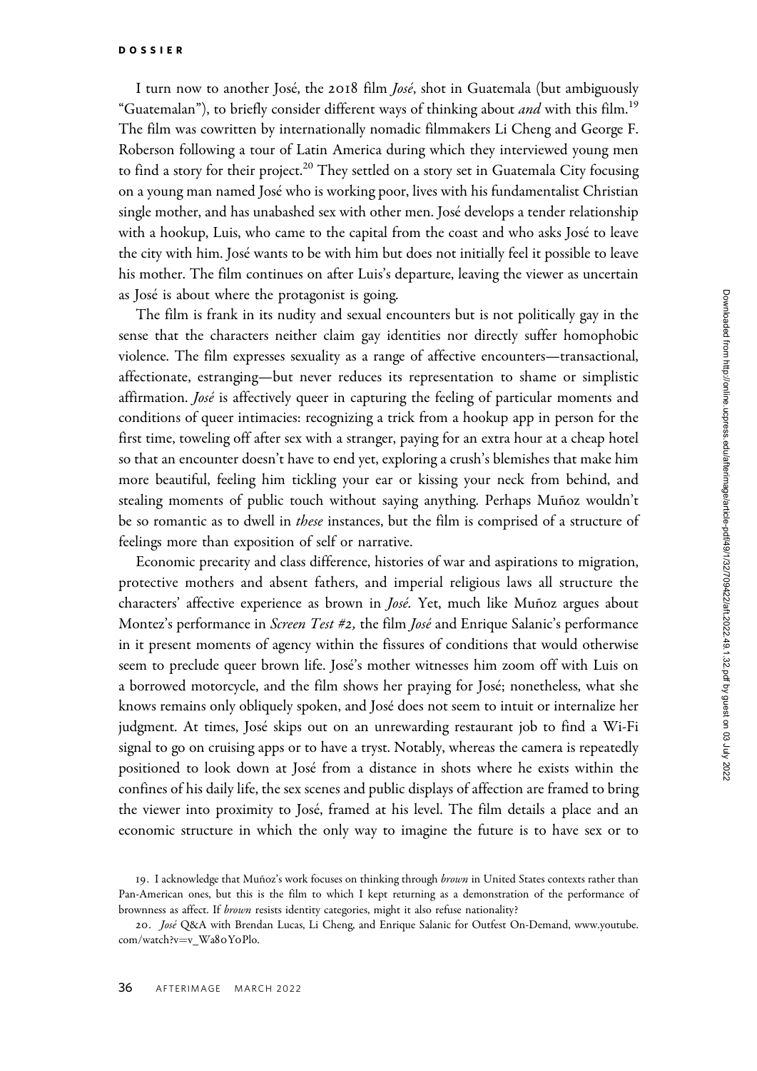I turn now to another José, the 2018 film *José*, shot in Guatemala (but ambiguously "Guatemalan"), to briefly consider different ways of thinking about *and* with this film.[19] The film was cowritten by internationally nomadic filmmakers Li Cheng and George F. Roberson following a tour of Latin America during which they interviewed young men to find a story for their project.[20] They settled on a story set in Guatemala City focusing on a young man named José who is working poor, lives with his fundamentalist Christian single mother, and has unabashed sex with other men. José develops a tender relationship with a hookup, Luis, who came to the capital from the coast and who asks José to leave the city with him. José wants to be with him but does not initially feel it possible to leave his mother. The film continues on after Luis's departure, leaving the viewer as uncertain as José is about where the protagonist is going.

The film is frank in its nudity and sexual encounters but is not politically gay in the sense that the characters neither claim gay identities nor directly suffer homophobic violence. The film expresses sexuality as a range of affective encounters—transactional, affectionate, estranging—but never reduces its representation to shame or simplistic affirmation. *José* is affectively queer in capturing the feeling of particular moments and conditions of queer intimacies: recognizing a trick from a hookup app in person for the first time, toweling off after sex with a stranger, paying for an extra hour at a cheap hotel so that an encounter doesn't have to end yet, exploring a crush's blemishes that make him more beautiful, feeling him tickling your ear or kissing your neck from behind, and stealing moments of public touch without saying anything. Perhaps Muñoz wouldn't be so romantic as to dwell in *these* instances, but the film is comprised of a structure of feelings more than exposition of self or narrative.

Economic precarity and class difference, histories of war and aspirations to migration, protective mothers and absent fathers, and imperial religious laws all structure the characters' affective experience as brown in *José*. Yet, much like Muñoz argues about Montez's performance in *Screen Test #2*, the film *José* and Enrique Salanic's performance in it present moments of agency within the fissures of conditions that would otherwise seem to preclude queer brown life. José's mother witnesses him zoom off with Luis on a borrowed motorcycle, and the film shows her praying for José; nonetheless, what she knows remains only obliquely spoken, and José does not seem to intuit or internalize her judgment. At times, José skips out on an unrewarding restaurant job to find a Wi-Fi signal to go on cruising apps or to have a tryst. Notably, whereas the camera is repeatedly positioned to look down at José from a distance in shots where he exists within the confines of his daily life, the sex scenes and public displays of affection are framed to bring the viewer into proximity to José, framed at his level. The film details a place and an economic structure in which the only way to imagine the future is to have sex or to

19. I acknowledge that Muñoz's work focuses on thinking through *brown* in United States contexts rather than Pan-American ones, but this is the film to which I kept returning as a demonstration of the performance of brownness as affect. If *brown* resists identity categories, might it also refuse nationality?

20. *José* Q&A with Brendan Lucas, Li Cheng, and Enrique Salanic for Outfest On-Demand, www.youtube.com/watch?v=v_Wa8oYoPlo.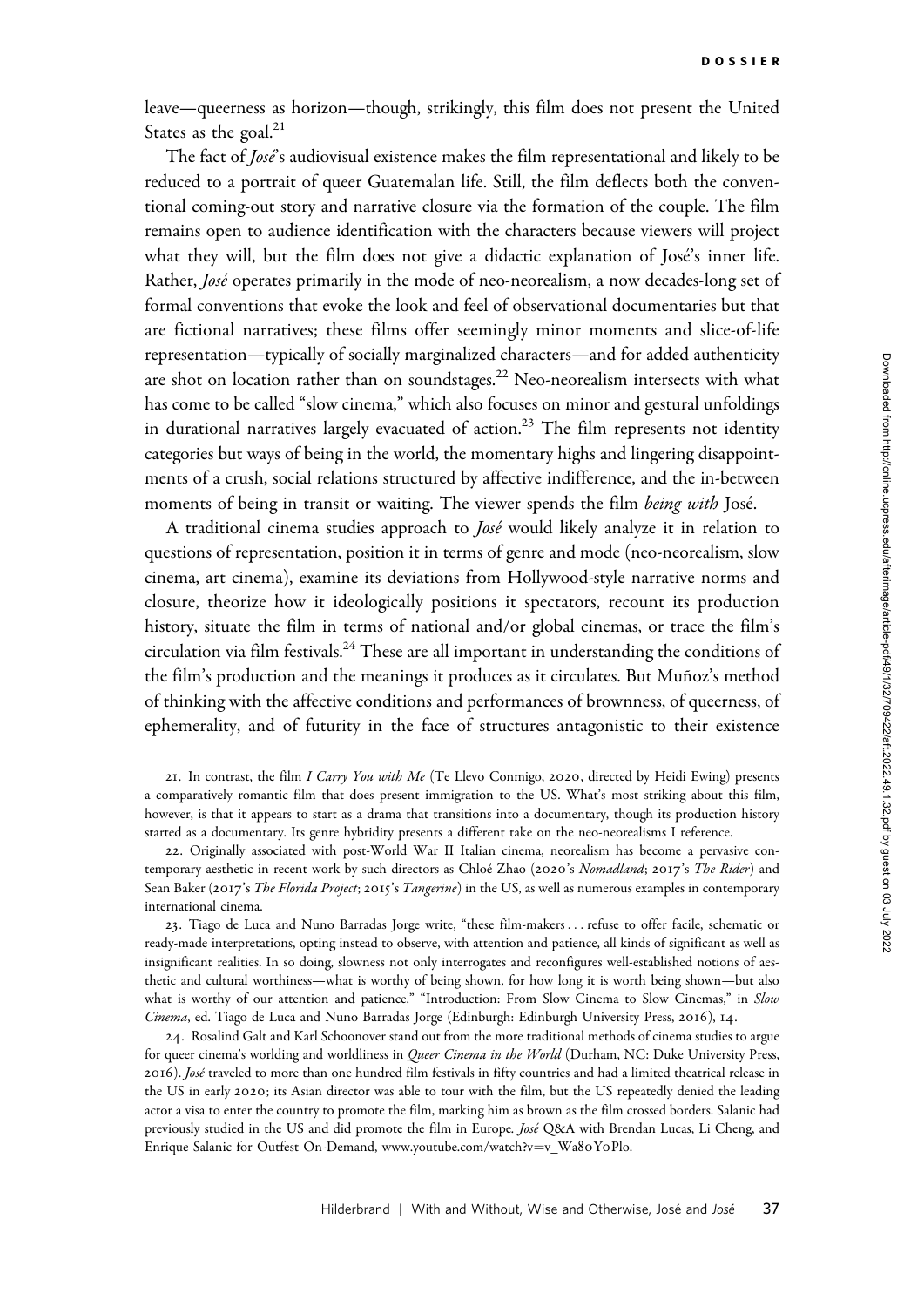leave—queerness as horizon—though, strikingly, this film does not present the United States as the goal.[21]

The fact of *José*'s audiovisual existence makes the film representational and likely to be reduced to a portrait of queer Guatemalan life. Still, the film deflects both the conventional coming-out story and narrative closure via the formation of the couple. The film remains open to audience identification with the characters because viewers will project what they will, but the film does not give a didactic explanation of José's inner life. Rather, *José* operates primarily in the mode of neo-neorealism, a now decades-long set of formal conventions that evoke the look and feel of observational documentaries but that are fictional narratives; these films offer seemingly minor moments and slice-of-life representation—typically of socially marginalized characters—and for added authenticity are shot on location rather than on soundstages.[22] Neo-neorealism intersects with what has come to be called "slow cinema," which also focuses on minor and gestural unfoldings in durational narratives largely evacuated of action.[23] The film represents not identity categories but ways of being in the world, the momentary highs and lingering disappointments of a crush, social relations structured by affective indifference, and the in-between moments of being in transit or waiting. The viewer spends the film *being with* José.

A traditional cinema studies approach to *José* would likely analyze it in relation to questions of representation, position it in terms of genre and mode (neo-neorealism, slow cinema, art cinema), examine its deviations from Hollywood-style narrative norms and closure, theorize how it ideologically positions it spectators, recount its production history, situate the film in terms of national and/or global cinemas, or trace the film's circulation via film festivals.[24] These are all important in understanding the conditions of the film's production and the meanings it produces as it circulates. But Muñoz's method of thinking with the affective conditions and performances of brownness, of queerness, of ephemerality, and of futurity in the face of structures antagonistic to their existence

21. In contrast, the film *I Carry You with Me* (Te Llevo Conmigo, 2020, directed by Heidi Ewing) presents a comparatively romantic film that does present immigration to the US. What's most striking about this film, however, is that it appears to start as a drama that transitions into a documentary, though its production history started as a documentary. Its genre hybridity presents a different take on the neo-neorealisms I reference.

22. Originally associated with post-World War II Italian cinema, neorealism has become a pervasive contemporary aesthetic in recent work by such directors as Chloé Zhao (2020's *Nomadland*; 2017's *The Rider*) and Sean Baker (2017's *The Florida Project*; 2015's *Tangerine*) in the US, as well as numerous examples in contemporary international cinema.

23. Tiago de Luca and Nuno Barradas Jorge write, "these film-makers . . . refuse to offer facile, schematic or ready-made interpretations, opting instead to observe, with attention and patience, all kinds of significant as well as insignificant realities. In so doing, slowness not only interrogates and reconfigures well-established notions of aesthetic and cultural worthiness—what is worthy of being shown, for how long it is worth being shown—but also what is worthy of our attention and patience." "Introduction: From Slow Cinema to Slow Cinemas," in *Slow Cinema*, ed. Tiago de Luca and Nuno Barradas Jorge (Edinburgh: Edinburgh University Press, 2016), 14.

24. Rosalind Galt and Karl Schoonover stand out from the more traditional methods of cinema studies to argue for queer cinema's worlding and worldliness in *Queer Cinema in the World* (Durham, NC: Duke University Press, 2016). *José* traveled to more than one hundred film festivals in fifty countries and had a limited theatrical release in the US in early 2020; its Asian director was able to tour with the film, but the US repeatedly denied the leading actor a visa to enter the country to promote the film, marking him as brown as the film crossed borders. Salanic had previously studied in the US and did promote the film in Europe. *José* Q&A with Brendan Lucas, Li Cheng, and Enrique Salanic for Outfest On-Demand, www.youtube.com/watch?v=v_Wa80Y0Plo.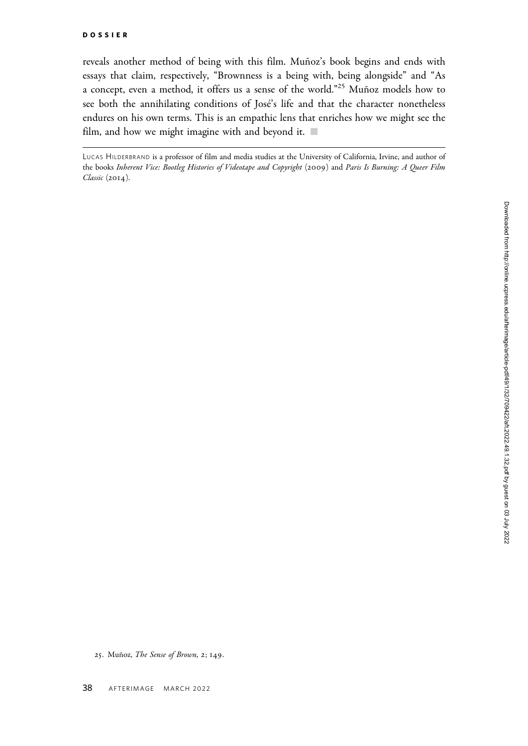reveals another method of being with this film. Muñoz's book begins and ends with essays that claim, respectively, "Brownness is a being with, being alongside" and "As a concept, even a method, it offers us a sense of the world."[25] Muñoz models how to see both the annihilating conditions of José's life and that the character nonetheless endures on his own terms. This is an empathic lens that enriches how we might see the film, and how we might imagine with and beyond it. ■

---

LUCAS HILDERBRAND is a professor of film and media studies at the University of California, Irvine, and author of the books *Inherent Vice: Bootleg Histories of Videotape and Copyright* (2009) and *Paris Is Burning: A Queer Film Classic* (2014).

25. Muñoz, *The Sense of Brown,* 2; 149.